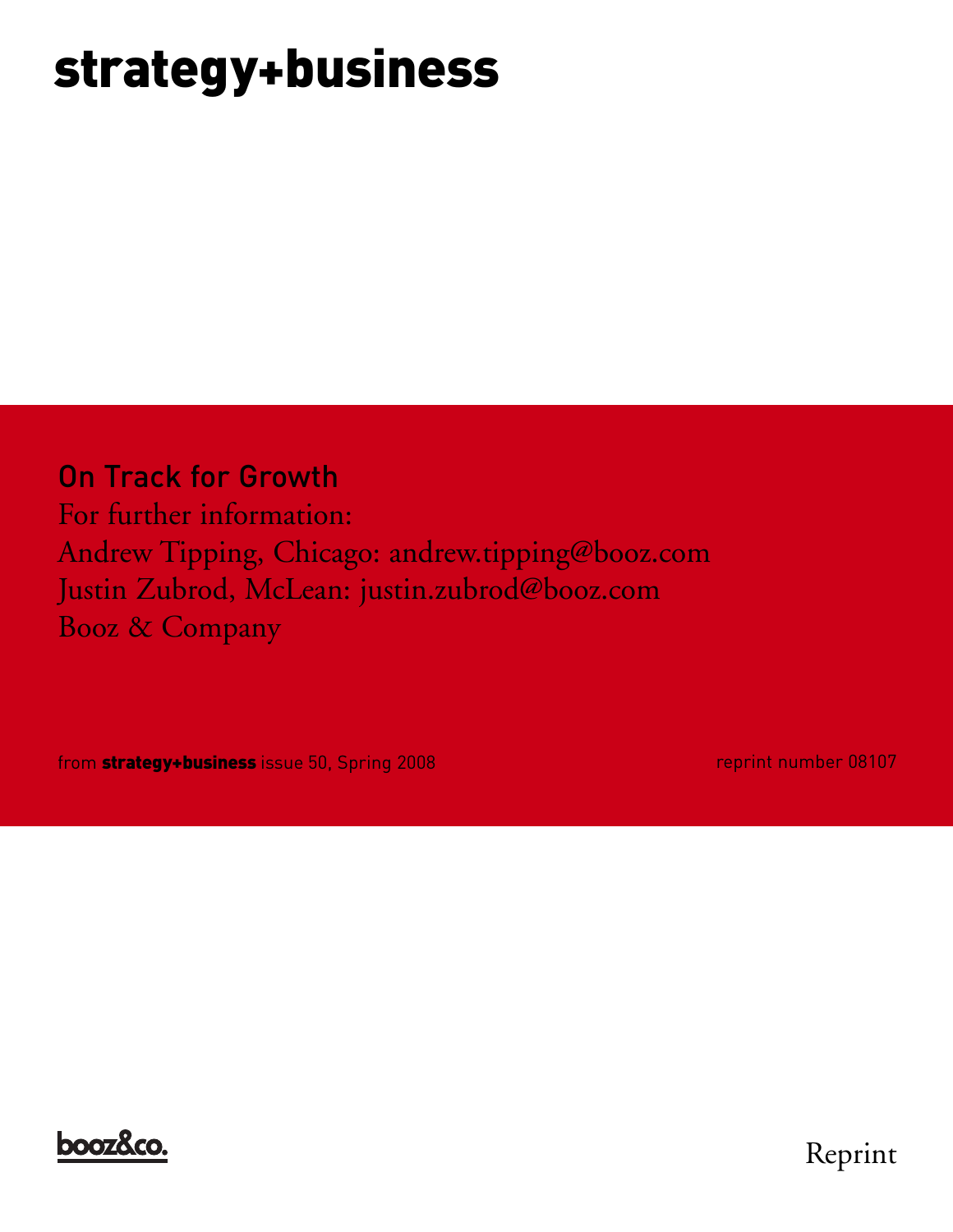# strategy+business

## On Track for Growth

For further information:

Andrew Tipping, Chicago: andrew.tipping@booz.com

Justin Zubrod, McLean: justin.zubrod@booz.com

Booz & Company

from **strategy+business** issue 50, Spring 2008

reprint number 08107

booz&co.

Reprint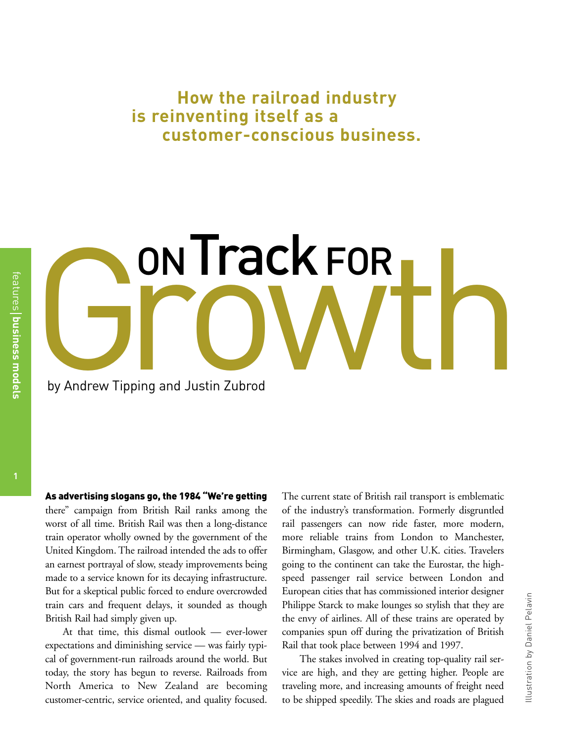# On Track for Growth

**How the railroad industry is reinventing itself as a customer-conscious business.**

by Andrew Tipping and Justin Zubrod

features | **business models**

Illustration by Daniel Pelavin

**As advertising slogans go, the 1984 "We're getting** there" campaign from British Rail ranks among the worst of all time. British Rail was then a long-distance train operator wholly owned by the government of the United Kingdom. The railroad intended the ads to offer an earnest portrayal of slow, steady improvements being made to a service known for its decaying infrastructure. But for a skeptical public forced to endure overcrowded train cars and frequent delays, it sounded as though British Rail had simply given up.

At that time, this dismal outlook — ever-lower expectations and diminishing service — was fairly typical of government-run railroads around the world. But today, the story has begun to reverse. Railroads from North America to New Zealand are becoming customer-centric, service oriented, and quality focused. The current state of British rail transport is emblematic of the industry's transformation. Formerly disgruntled rail passengers can now ride faster, more modern, more reliable trains from London to Manchester, Birmingham, Glasgow, and other U.K. cities. Travelers going to the continent can take the Eurostar, the high-speed passenger rail service between London and European cities that has commissioned interior designer Philippe Starck to make lounges so stylish that they are the envy of airlines. All of these trains are operated by companies spun off during the privatization of British Rail that took place between 1994 and 1997.

The stakes involved in creating top-quality rail service are high, and they are getting higher. People are traveling more, and increasing amounts of freight need to be shipped speedily. The skies and roads are plagued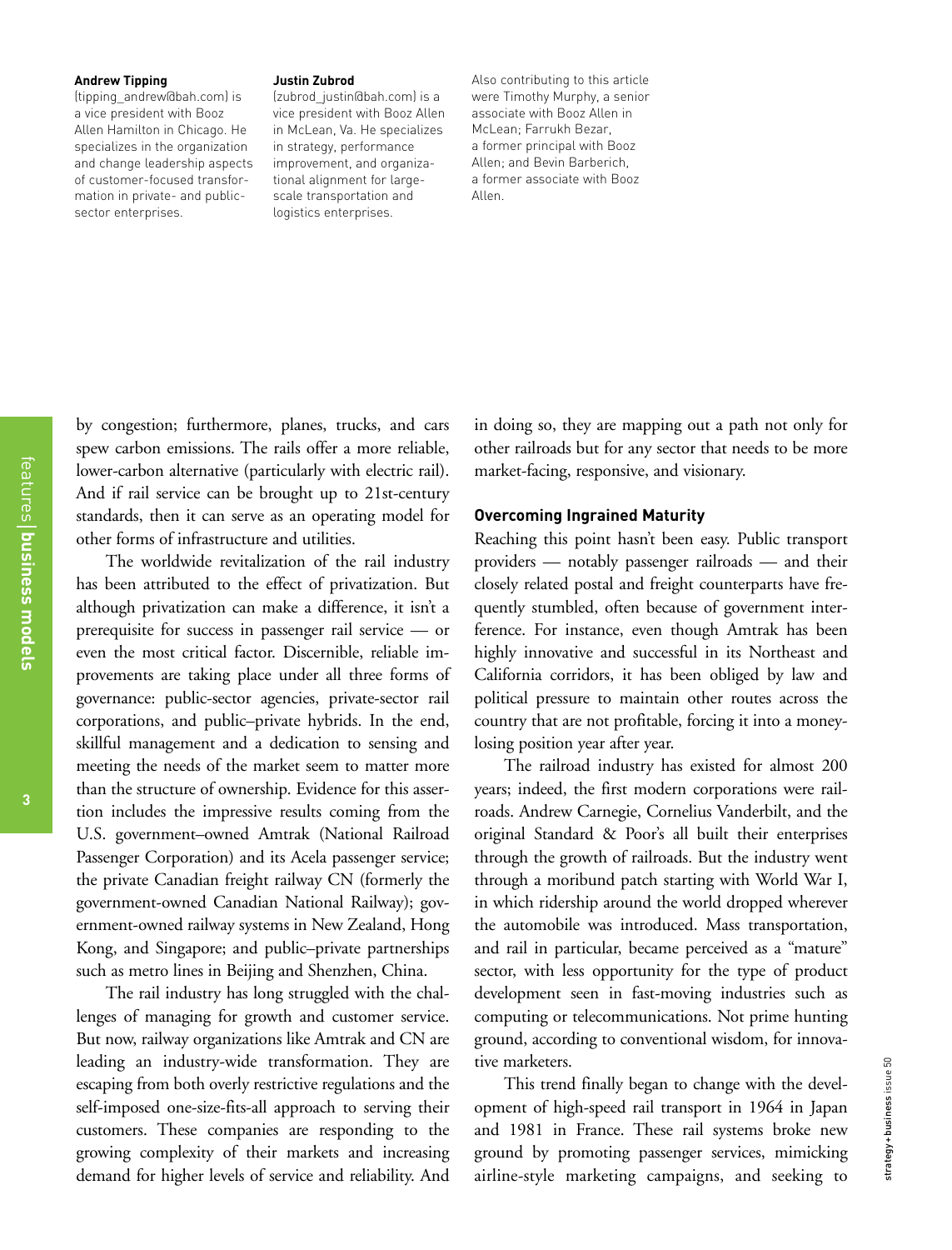**Andrew Tipping**
(tipping_andrew@bah.com) is a vice president with Booz Allen Hamilton in Chicago. He specializes in the organization and change leadership aspects of customer-focused transformation in private- and public-sector enterprises.

**Justin Zubrod**
(zubrod_justin@bah.com) is a vice president with Booz Allen in McLean, Va. He specializes in strategy, performance improvement, and organizational alignment for large-scale transportation and logistics enterprises.

Also contributing to this article were Timothy Murphy, a senior associate with Booz Allen in McLean; Farrukh Bezar, a former principal with Booz Allen; and Bevin Barberich, a former associate with Booz Allen.

by congestion; furthermore, planes, trucks, and cars spew carbon emissions. The rails offer a more reliable, lower-carbon alternative (particularly with electric rail). And if rail service can be brought up to 21st-century standards, then it can serve as an operating model for other forms of infrastructure and utilities.

The worldwide revitalization of the rail industry has been attributed to the effect of privatization. But although privatization can make a difference, it isn't a prerequisite for success in passenger rail service — or even the most critical factor. Discernible, reliable improvements are taking place under all three forms of governance: public-sector agencies, private-sector rail corporations, and public–private hybrids. In the end, skillful management and a dedication to sensing and meeting the needs of the market seem to matter more than the structure of ownership. Evidence for this assertion includes the impressive results coming from the U.S. government–owned Amtrak (National Railroad Passenger Corporation) and its Acela passenger service; the private Canadian freight railway CN (formerly the government-owned Canadian National Railway); government-owned railway systems in New Zealand, Hong Kong, and Singapore; and public–private partnerships such as metro lines in Beijing and Shenzhen, China.

The rail industry has long struggled with the challenges of managing for growth and customer service. But now, railway organizations like Amtrak and CN are leading an industry-wide transformation. They are escaping from both overly restrictive regulations and the self-imposed one-size-fits-all approach to serving their customers. These companies are responding to the growing complexity of their markets and increasing demand for higher levels of service and reliability. And in doing so, they are mapping out a path not only for other railroads but for any sector that needs to be more market-facing, responsive, and visionary.

## Overcoming Ingrained Maturity

Reaching this point hasn't been easy. Public transport providers — notably passenger railroads — and their closely related postal and freight counterparts have frequently stumbled, often because of government interference. For instance, even though Amtrak has been highly innovative and successful in its Northeast and California corridors, it has been obliged by law and political pressure to maintain other routes across the country that are not profitable, forcing it into a money-losing position year after year.

The railroad industry has existed for almost 200 years; indeed, the first modern corporations were railroads. Andrew Carnegie, Cornelius Vanderbilt, and the original Standard & Poor's all built their enterprises through the growth of railroads. But the industry went through a moribund patch starting with World War I, in which ridership around the world dropped wherever the automobile was introduced. Mass transportation, and rail in particular, became perceived as a "mature" sector, with less opportunity for the type of product development seen in fast-moving industries such as computing or telecommunications. Not prime hunting ground, according to conventional wisdom, for innovative marketers.

This trend finally began to change with the development of high-speed rail transport in 1964 in Japan and 1981 in France. These rail systems broke new ground by promoting passenger services, mimicking airline-style marketing campaigns, and seeking to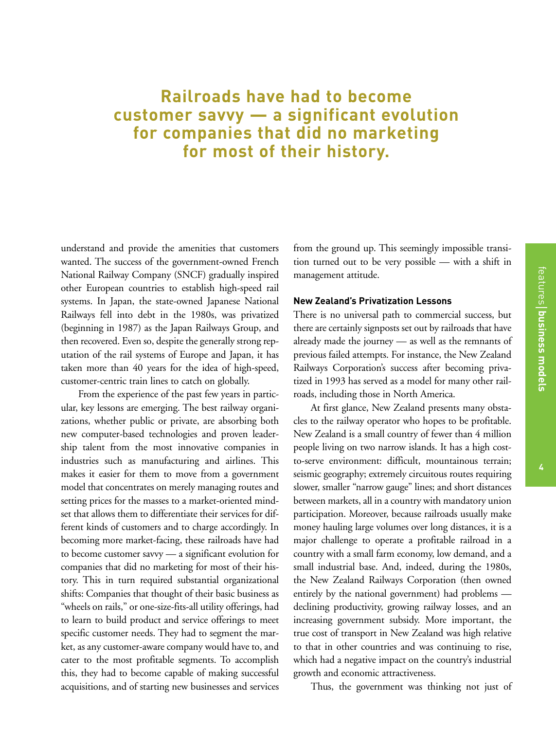**Railroads have had to become customer savvy — a significant evolution for companies that did no marketing for most of their history.**

understand and provide the amenities that customers wanted. The success of the government-owned French National Railway Company (SNCF) gradually inspired other European countries to establish high-speed rail systems. In Japan, the state-owned Japanese National Railways fell into debt in the 1980s, was privatized (beginning in 1987) as the Japan Railways Group, and then recovered. Even so, despite the generally strong reputation of the rail systems of Europe and Japan, it has taken more than 40 years for the idea of high-speed, customer-centric train lines to catch on globally.

From the experience of the past few years in particular, key lessons are emerging. The best railway organizations, whether public or private, are absorbing both new computer-based technologies and proven leadership talent from the most innovative companies in industries such as manufacturing and airlines. This makes it easier for them to move from a government model that concentrates on merely managing routes and setting prices for the masses to a market-oriented mindset that allows them to differentiate their services for different kinds of customers and to charge accordingly. In becoming more market-facing, these railroads have had to become customer savvy — a significant evolution for companies that did no marketing for most of their history. This in turn required substantial organizational shifts: Companies that thought of their basic business as "wheels on rails," or one-size-fits-all utility offerings, had to learn to build product and service offerings to meet specific customer needs. They had to segment the market, as any customer-aware company would have to, and cater to the most profitable segments. To accomplish this, they had to become capable of making successful acquisitions, and of starting new businesses and services from the ground up. This seemingly impossible transition turned out to be very possible — with a shift in management attitude.

### New Zealand's Privatization Lessons

There is no universal path to commercial success, but there are certainly signposts set out by railroads that have already made the journey — as well as the remnants of previous failed attempts. For instance, the New Zealand Railways Corporation's success after becoming privatized in 1993 has served as a model for many other railroads, including those in North America.

At first glance, New Zealand presents many obstacles to the railway operator who hopes to be profitable. New Zealand is a small country of fewer than 4 million people living on two narrow islands. It has a high cost-to-serve environment: difficult, mountainous terrain; seismic geography; extremely circuitous routes requiring slower, smaller "narrow gauge" lines; and short distances between markets, all in a country with mandatory union participation. Moreover, because railroads usually make money hauling large volumes over long distances, it is a major challenge to operate a profitable railroad in a country with a small farm economy, low demand, and a small industrial base. And, indeed, during the 1980s, the New Zealand Railways Corporation (then owned entirely by the national government) had problems — declining productivity, growing railway losses, and an increasing government subsidy. More important, the true cost of transport in New Zealand was high relative to that in other countries and was continuing to rise, which had a negative impact on the country's industrial growth and economic attractiveness.

Thus, the government was thinking not just of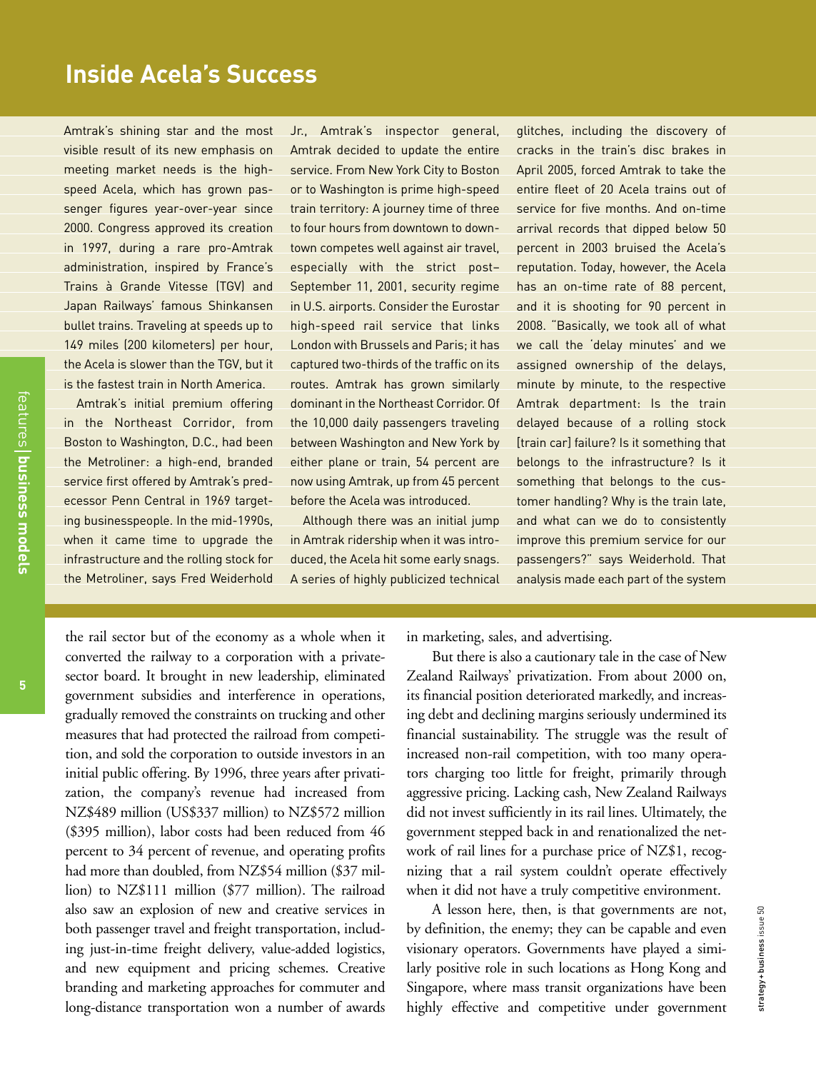## Inside Acela's Success

Amtrak's shining star and the most visible result of its new emphasis on meeting market needs is the high-speed Acela, which has grown passenger figures year-over-year since 2000. Congress approved its creation in 1997, during a rare pro-Amtrak administration, inspired by France's Trains à Grande Vitesse (TGV) and Japan Railways' famous Shinkansen bullet trains. Traveling at speeds up to 149 miles (200 kilometers) per hour, the Acela is slower than the TGV, but it is the fastest train in North America.

Amtrak's initial premium offering in the Northeast Corridor, from Boston to Washington, D.C., had been the Metroliner: a high-end, branded service first offered by Amtrak's predecessor Penn Central in 1969 targeting businesspeople. In the mid-1990s, when it came time to upgrade the infrastructure and the rolling stock for the Metroliner, says Fred Weiderhold Jr., Amtrak's inspector general, Amtrak decided to update the entire service. From New York City to Boston or to Washington is prime high-speed train territory: A journey time of three to four hours from downtown to downtown competes well against air travel, especially with the strict post–September 11, 2001, security regime in U.S. airports. Consider the Eurostar high-speed rail service that links London with Brussels and Paris; it has captured two-thirds of the traffic on its routes. Amtrak has grown similarly dominant in the Northeast Corridor. Of the 10,000 daily passengers traveling between Washington and New York by either plane or train, 54 percent are now using Amtrak, up from 45 percent before the Acela was introduced.

Although there was an initial jump in Amtrak ridership when it was introduced, the Acela hit some early snags. A series of highly publicized technical glitches, including the discovery of cracks in the train's disc brakes in April 2005, forced Amtrak to take the entire fleet of 20 Acela trains out of service for five months. And on-time arrival records that dipped below 50 percent in 2003 bruised the Acela's reputation. Today, however, the Acela has an on-time rate of 88 percent, and it is shooting for 90 percent in 2008. "Basically, we took all of what we call the 'delay minutes' and we assigned ownership of the delays, minute by minute, to the respective Amtrak department: Is the train delayed because of a rolling stock [train car] failure? Is it something that belongs to the infrastructure? Is it something that belongs to the customer handling? Why is the train late, and what can we do to consistently improve this premium service for our passengers?" says Weiderhold. That analysis made each part of the system

---

the rail sector but of the economy as a whole when it converted the railway to a corporation with a private-sector board. It brought in new leadership, eliminated government subsidies and interference in operations, gradually removed the constraints on trucking and other measures that had protected the railroad from competition, and sold the corporation to outside investors in an initial public offering. By 1996, three years after privatization, the company's revenue had increased from NZ$489 million (US$337 million) to NZ$572 million ($395 million), labor costs had been reduced from 46 percent to 34 percent of revenue, and operating profits had more than doubled, from NZ$54 million ($37 million) to NZ$111 million ($77 million). The railroad also saw an explosion of new and creative services in both passenger travel and freight transportation, including just-in-time freight delivery, value-added logistics, and new equipment and pricing schemes. Creative branding and marketing approaches for commuter and long-distance transportation won a number of awards in marketing, sales, and advertising.

But there is also a cautionary tale in the case of New Zealand Railways' privatization. From about 2000 on, its financial position deteriorated markedly, and increasing debt and declining margins seriously undermined its financial sustainability. The struggle was the result of increased non-rail competition, with too many operators charging too little for freight, primarily through aggressive pricing. Lacking cash, New Zealand Railways did not invest sufficiently in its rail lines. Ultimately, the government stepped back in and renationalized the network of rail lines for a purchase price of NZ$1, recognizing that a rail system couldn't operate effectively when it did not have a truly competitive environment.

A lesson here, then, is that governments are not, by definition, the enemy; they can be capable and even visionary operators. Governments have played a similarly positive role in such locations as Hong Kong and Singapore, where mass transit organizations have been highly effective and competitive under government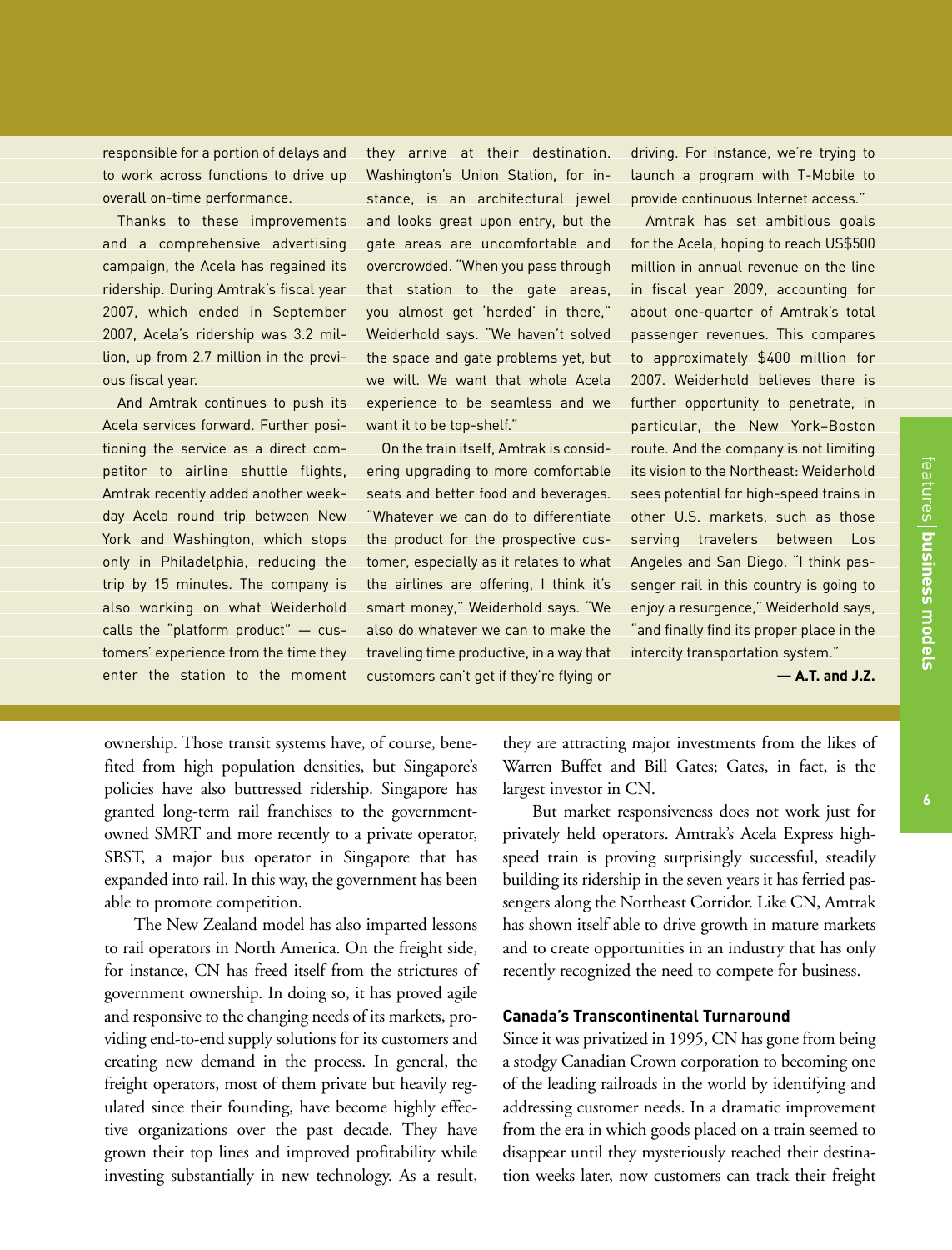responsible for a portion of delays and to work across functions to drive up overall on-time performance.

Thanks to these improvements and a comprehensive advertising campaign, the Acela has regained its ridership. During Amtrak's fiscal year 2007, which ended in September 2007, Acela's ridership was 3.2 million, up from 2.7 million in the previous fiscal year.

And Amtrak continues to push its Acela services forward. Further positioning the service as a direct competitor to airline shuttle flights, Amtrak recently added another weekday Acela round trip between New York and Washington, which stops only in Philadelphia, reducing the trip by 15 minutes. The company is also working on what Weiderhold calls the "platform product" — customers' experience from the time they enter the station to the moment they arrive at their destination. Washington's Union Station, for instance, is an architectural jewel and looks great upon entry, but the gate areas are uncomfortable and overcrowded. "When you pass through that station to the gate areas, you almost get 'herded' in there," Weiderhold says. "We haven't solved the space and gate problems yet, but we will. We want that whole Acela experience to be seamless and we want it to be top-shelf."

On the train itself, Amtrak is considering upgrading to more comfortable seats and better food and beverages. "Whatever we can do to differentiate the product for the prospective customer, especially as it relates to what the airlines are offering, I think it's smart money," Weiderhold says. "We also do whatever we can to make the traveling time productive, in a way that customers can't get if they're flying or driving. For instance, we're trying to launch a program with T-Mobile to provide continuous Internet access."

Amtrak has set ambitious goals for the Acela, hoping to reach US$500 million in annual revenue on the line in fiscal year 2009, accounting for about one-quarter of Amtrak's total passenger revenues. This compares to approximately $400 million for 2007. Weiderhold believes there is further opportunity to penetrate, in particular, the New York–Boston route. And the company is not limiting its vision to the Northeast: Weiderhold sees potential for high-speed trains in other U.S. markets, such as those serving travelers between Los Angeles and San Diego. "I think passenger rail in this country is going to enjoy a resurgence," Weiderhold says, "and finally find its proper place in the intercity transportation system."

**— A.T. and J.Z.**

ownership. Those transit systems have, of course, benefited from high population densities, but Singapore's policies have also buttressed ridership. Singapore has granted long-term rail franchises to the government-owned SMRT and more recently to a private operator, SBST, a major bus operator in Singapore that has expanded into rail. In this way, the government has been able to promote competition.

The New Zealand model has also imparted lessons to rail operators in North America. On the freight side, for instance, CN has freed itself from the strictures of government ownership. In doing so, it has proved agile and responsive to the changing needs of its markets, providing end-to-end supply solutions for its customers and creating new demand in the process. In general, the freight operators, most of them private but heavily regulated since their founding, have become highly effective organizations over the past decade. They have grown their top lines and improved profitability while investing substantially in new technology. As a result, they are attracting major investments from the likes of Warren Buffet and Bill Gates; Gates, in fact, is the largest investor in CN.

But market responsiveness does not work just for privately held operators. Amtrak's Acela Express high-speed train is proving surprisingly successful, steadily building its ridership in the seven years it has ferried passengers along the Northeast Corridor. Like CN, Amtrak has shown itself able to drive growth in mature markets and to create opportunities in an industry that has only recently recognized the need to compete for business.

### Canada's Transcontinental Turnaround

Since it was privatized in 1995, CN has gone from being a stodgy Canadian Crown corporation to becoming one of the leading railroads in the world by identifying and addressing customer needs. In a dramatic improvement from the era in which goods placed on a train seemed to disappear until they mysteriously reached their destination weeks later, now customers can track their freight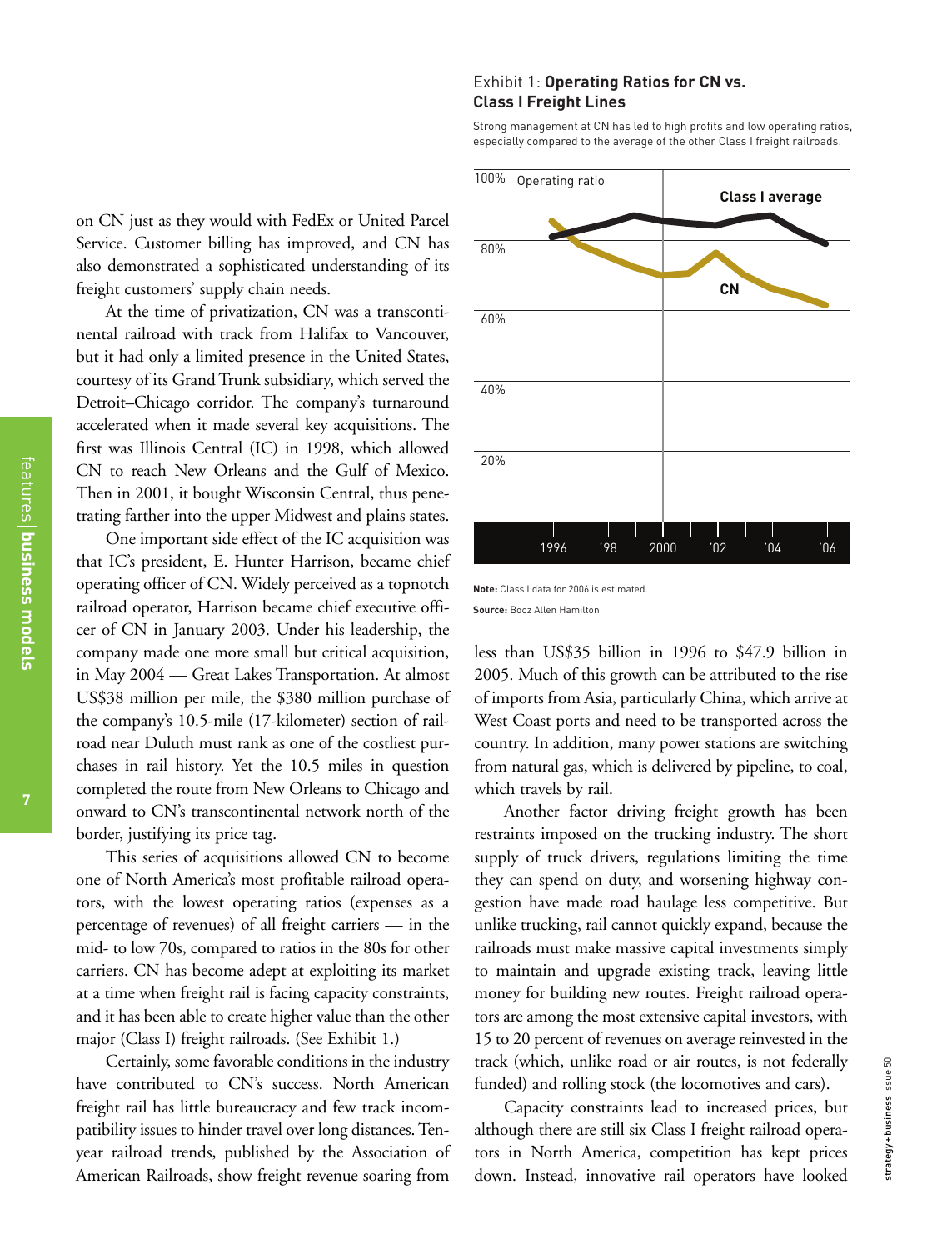on CN just as they would with FedEx or United Parcel Service. Customer billing has improved, and CN has also demonstrated a sophisticated understanding of its freight customers' supply chain needs.

At the time of privatization, CN was a transcontinental railroad with track from Halifax to Vancouver, but it had only a limited presence in the United States, courtesy of its Grand Trunk subsidiary, which served the Detroit–Chicago corridor. The company's turnaround accelerated when it made several key acquisitions. The first was Illinois Central (IC) in 1998, which allowed CN to reach New Orleans and the Gulf of Mexico. Then in 2001, it bought Wisconsin Central, thus penetrating farther into the upper Midwest and plains states.

One important side effect of the IC acquisition was that IC's president, E. Hunter Harrison, became chief operating officer of CN. Widely perceived as a topnotch railroad operator, Harrison became chief executive officer of CN in January 2003. Under his leadership, the company made one more small but critical acquisition, in May 2004 — Great Lakes Transportation. At almost US$38 million per mile, the $380 million purchase of the company's 10.5-mile (17-kilometer) section of railroad near Duluth must rank as one of the costliest purchases in rail history. Yet the 10.5 miles in question completed the route from New Orleans to Chicago and onward to CN's transcontinental network north of the border, justifying its price tag.

This series of acquisitions allowed CN to become one of North America's most profitable railroad operators, with the lowest operating ratios (expenses as a percentage of revenues) of all freight carriers — in the mid- to low 70s, compared to ratios in the 80s for other carriers. CN has become adept at exploiting its market at a time when freight rail is facing capacity constraints, and it has been able to create higher value than the other major (Class I) freight railroads. (See Exhibit 1.)

Certainly, some favorable conditions in the industry have contributed to CN's success. North American freight rail has little bureaucracy and few track incompatibility issues to hinder travel over long distances. Ten-year railroad trends, published by the Association of American Railroads, show freight revenue soaring from less than US$35 billion in 1996 to $47.9 billion in 2005. Much of this growth can be attributed to the rise of imports from Asia, particularly China, which arrive at West Coast ports and need to be transported across the country. In addition, many power stations are switching from natural gas, which is delivered by pipeline, to coal, which travels by rail.

Another factor driving freight growth has been restraints imposed on the trucking industry. The short supply of truck drivers, regulations limiting the time they can spend on duty, and worsening highway congestion have made road haulage less competitive. But unlike trucking, rail cannot quickly expand, because the railroads must make massive capital investments simply to maintain and upgrade existing track, leaving little money for building new routes. Freight railroad operators are among the most extensive capital investors, with 15 to 20 percent of revenues on average reinvested in the track (which, unlike road or air routes, is not federally funded) and rolling stock (the locomotives and cars).

Capacity constraints lead to increased prices, but although there are still six Class I freight railroad operators in North America, competition has kept prices down. Instead, innovative rail operators have looked

Exhibit 1: **Operating Ratios for CN vs. Class I Freight Lines**

Strong management at CN has led to high profits and low operating ratios, especially compared to the average of the other Class I freight railroads.

**Note:** Class I data for 2006 is estimated.

**Source:** Booz Allen Hamilton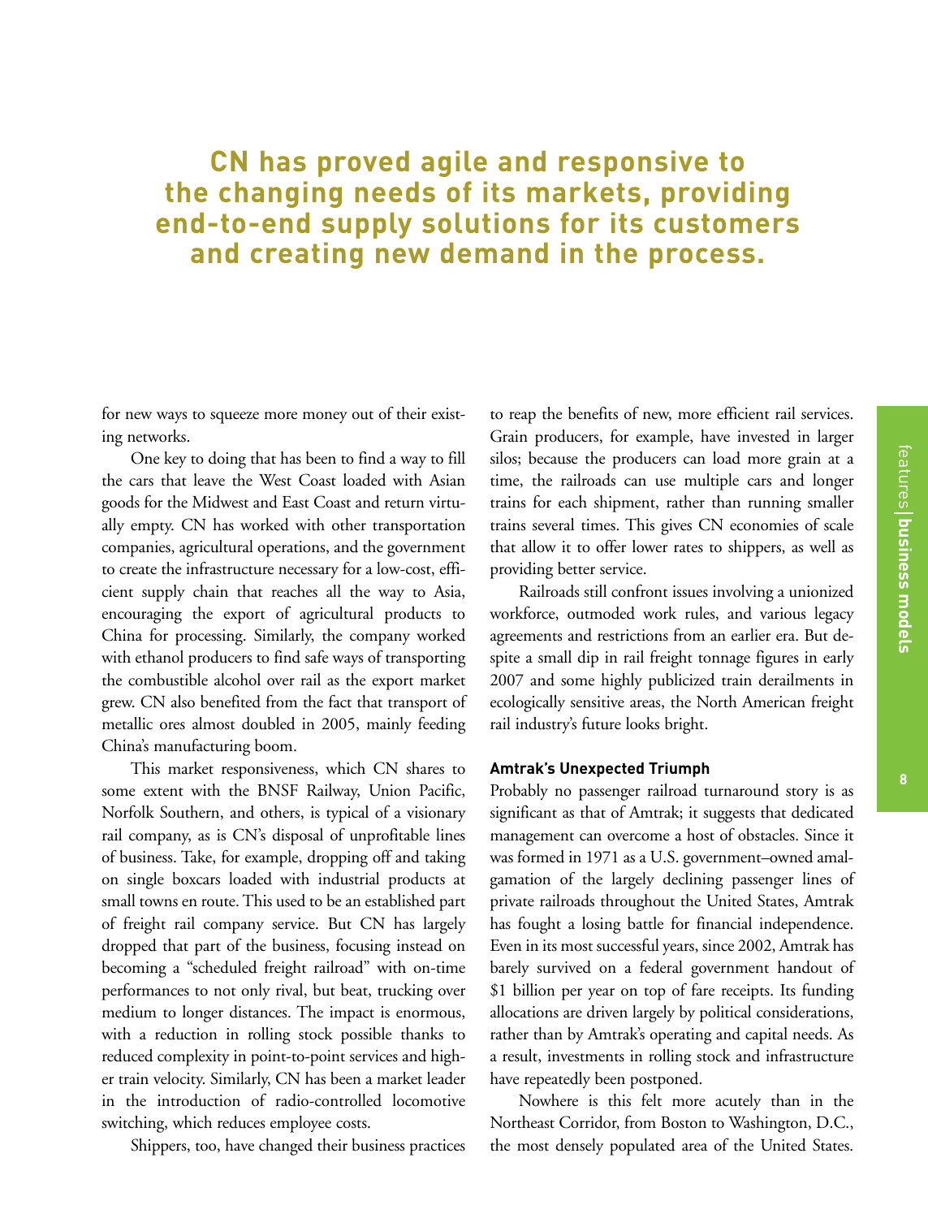**CN has proved agile and responsive to the changing needs of its markets, providing end-to-end supply solutions for its customers and creating new demand in the process.**

for new ways to squeeze more money out of their existing networks.

One key to doing that has been to find a way to fill the cars that leave the West Coast loaded with Asian goods for the Midwest and East Coast and return virtually empty. CN has worked with other transportation companies, agricultural operations, and the government to create the infrastructure necessary for a low-cost, efficient supply chain that reaches all the way to Asia, encouraging the export of agricultural products to China for processing. Similarly, the company worked with ethanol producers to find safe ways of transporting the combustible alcohol over rail as the export market grew. CN also benefited from the fact that transport of metallic ores almost doubled in 2005, mainly feeding China's manufacturing boom.

This market responsiveness, which CN shares to some extent with the BNSF Railway, Union Pacific, Norfolk Southern, and others, is typical of a visionary rail company, as is CN's disposal of unprofitable lines of business. Take, for example, dropping off and taking on single boxcars loaded with industrial products at small towns en route. This used to be an established part of freight rail company service. But CN has largely dropped that part of the business, focusing instead on becoming a "scheduled freight railroad" with on-time performances to not only rival, but beat, trucking over medium to longer distances. The impact is enormous, with a reduction in rolling stock possible thanks to reduced complexity in point-to-point services and higher train velocity. Similarly, CN has been a market leader in the introduction of radio-controlled locomotive switching, which reduces employee costs.

Shippers, too, have changed their business practices to reap the benefits of new, more efficient rail services. Grain producers, for example, have invested in larger silos; because the producers can load more grain at a time, the railroads can use multiple cars and longer trains for each shipment, rather than running smaller trains several times. This gives CN economies of scale that allow it to offer lower rates to shippers, as well as providing better service.

Railroads still confront issues involving a unionized workforce, outmoded work rules, and various legacy agreements and restrictions from an earlier era. But despite a small dip in rail freight tonnage figures in early 2007 and some highly publicized train derailments in ecologically sensitive areas, the North American freight rail industry's future looks bright.

### Amtrak's Unexpected Triumph

Probably no passenger railroad turnaround story is as significant as that of Amtrak; it suggests that dedicated management can overcome a host of obstacles. Since it was formed in 1971 as a U.S. government–owned amalgamation of the largely declining passenger lines of private railroads throughout the United States, Amtrak has fought a losing battle for financial independence. Even in its most successful years, since 2002, Amtrak has barely survived on a federal government handout of $1 billion per year on top of fare receipts. Its funding allocations are driven largely by political considerations, rather than by Amtrak's operating and capital needs. As a result, investments in rolling stock and infrastructure have repeatedly been postponed.

Nowhere is this felt more acutely than in the Northeast Corridor, from Boston to Washington, D.C., the most densely populated area of the United States.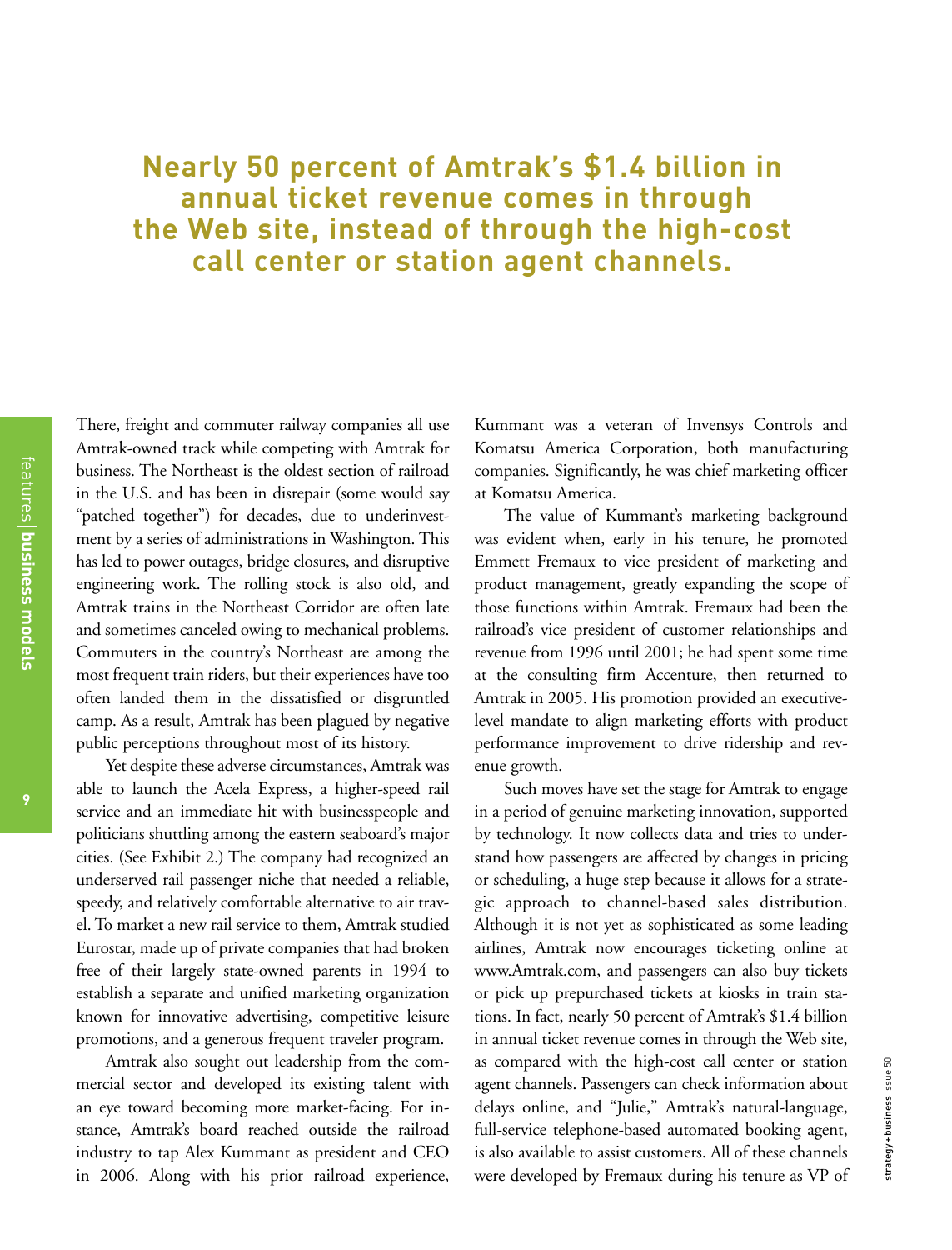**Nearly 50 percent of Amtrak's $1.4 billion in annual ticket revenue comes in through the Web site, instead of through the high-cost call center or station agent channels.**

There, freight and commuter railway companies all use Amtrak-owned track while competing with Amtrak for business. The Northeast is the oldest section of railroad in the U.S. and has been in disrepair (some would say "patched together") for decades, due to underinvestment by a series of administrations in Washington. This has led to power outages, bridge closures, and disruptive engineering work. The rolling stock is also old, and Amtrak trains in the Northeast Corridor are often late and sometimes canceled owing to mechanical problems. Commuters in the country's Northeast are among the most frequent train riders, but their experiences have too often landed them in the dissatisfied or disgruntled camp. As a result, Amtrak has been plagued by negative public perceptions throughout most of its history.

Yet despite these adverse circumstances, Amtrak was able to launch the Acela Express, a higher-speed rail service and an immediate hit with businesspeople and politicians shuttling among the eastern seaboard's major cities. (See Exhibit 2.) The company had recognized an underserved rail passenger niche that needed a reliable, speedy, and relatively comfortable alternative to air travel. To market a new rail service to them, Amtrak studied Eurostar, made up of private companies that had broken free of their largely state-owned parents in 1994 to establish a separate and unified marketing organization known for innovative advertising, competitive leisure promotions, and a generous frequent traveler program.

Amtrak also sought out leadership from the commercial sector and developed its existing talent with an eye toward becoming more market-facing. For instance, Amtrak's board reached outside the railroad industry to tap Alex Kummant as president and CEO in 2006. Along with his prior railroad experience, Kummant was a veteran of Invensys Controls and Komatsu America Corporation, both manufacturing companies. Significantly, he was chief marketing officer at Komatsu America.

The value of Kummant's marketing background was evident when, early in his tenure, he promoted Emmett Fremaux to vice president of marketing and product management, greatly expanding the scope of those functions within Amtrak. Fremaux had been the railroad's vice president of customer relationships and revenue from 1996 until 2001; he had spent some time at the consulting firm Accenture, then returned to Amtrak in 2005. His promotion provided an executive-level mandate to align marketing efforts with product performance improvement to drive ridership and revenue growth.

Such moves have set the stage for Amtrak to engage in a period of genuine marketing innovation, supported by technology. It now collects data and tries to understand how passengers are affected by changes in pricing or scheduling, a huge step because it allows for a strategic approach to channel-based sales distribution. Although it is not yet as sophisticated as some leading airlines, Amtrak now encourages ticketing online at www.Amtrak.com, and passengers can also buy tickets or pick up prepurchased tickets at kiosks in train stations. In fact, nearly 50 percent of Amtrak's $1.4 billion in annual ticket revenue comes in through the Web site, as compared with the high-cost call center or station agent channels. Passengers can check information about delays online, and "Julie," Amtrak's natural-language, full-service telephone-based automated booking agent, is also available to assist customers. All of these channels were developed by Fremaux during his tenure as VP of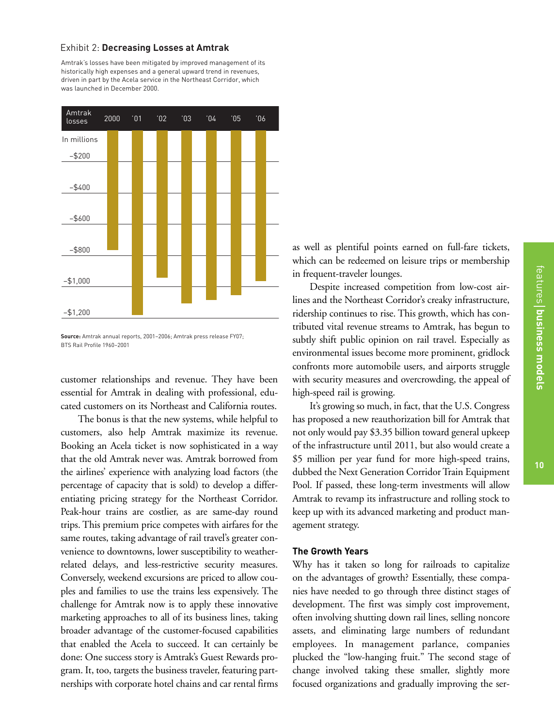### Exhibit 2: **Decreasing Losses at Amtrak**

Amtrak's losses have been mitigated by improved management of its historically high expenses and a general upward trend in revenues, driven in part by the Acela service in the Northeast Corridor, which was launched in December 2000.

**Source:** Amtrak annual reports, 2001–2006; Amtrak press release FY07; BTS Rail Profile 1960–2001

customer relationships and revenue. They have been essential for Amtrak in dealing with professional, educated customers on its Northeast and California routes.

The bonus is that the new systems, while helpful to customers, also help Amtrak maximize its revenue. Booking an Acela ticket is now sophisticated in a way that the old Amtrak never was. Amtrak borrowed from the airlines' experience with analyzing load factors (the percentage of capacity that is sold) to develop a differentiating pricing strategy for the Northeast Corridor. Peak-hour trains are costlier, as are same-day round trips. This premium price competes with airfares for the same routes, taking advantage of rail travel's greater convenience to downtowns, lower susceptibility to weather-related delays, and less-restrictive security measures. Conversely, weekend excursions are priced to allow couples and families to use the trains less expensively. The challenge for Amtrak now is to apply these innovative marketing approaches to all of its business lines, taking broader advantage of the customer-focused capabilities that enabled the Acela to succeed. It can certainly be done: One success story is Amtrak's Guest Rewards program. It, too, targets the business traveler, featuring partnerships with corporate hotel chains and car rental firms as well as plentiful points earned on full-fare tickets, which can be redeemed on leisure trips or membership in frequent-traveler lounges.

Despite increased competition from low-cost airlines and the Northeast Corridor's creaky infrastructure, ridership continues to rise. This growth, which has contributed vital revenue streams to Amtrak, has begun to subtly shift public opinion on rail travel. Especially as environmental issues become more prominent, gridlock confronts more automobile users, and airports struggle with security measures and overcrowding, the appeal of high-speed rail is growing.

It's growing so much, in fact, that the U.S. Congress has proposed a new reauthorization bill for Amtrak that not only would pay $3.35 billion toward general upkeep of the infrastructure until 2011, but also would create a $5 million per year fund for more high-speed trains, dubbed the Next Generation Corridor Train Equipment Pool. If passed, these long-term investments will allow Amtrak to revamp its infrastructure and rolling stock to keep up with its advanced marketing and product management strategy.

### The Growth Years

Why has it taken so long for railroads to capitalize on the advantages of growth? Essentially, these companies have needed to go through three distinct stages of development. The first was simply cost improvement, often involving shutting down rail lines, selling noncore assets, and eliminating large numbers of redundant employees. In management parlance, companies plucked the "low-hanging fruit." The second stage of change involved taking these smaller, slightly more focused organizations and gradually improving the ser-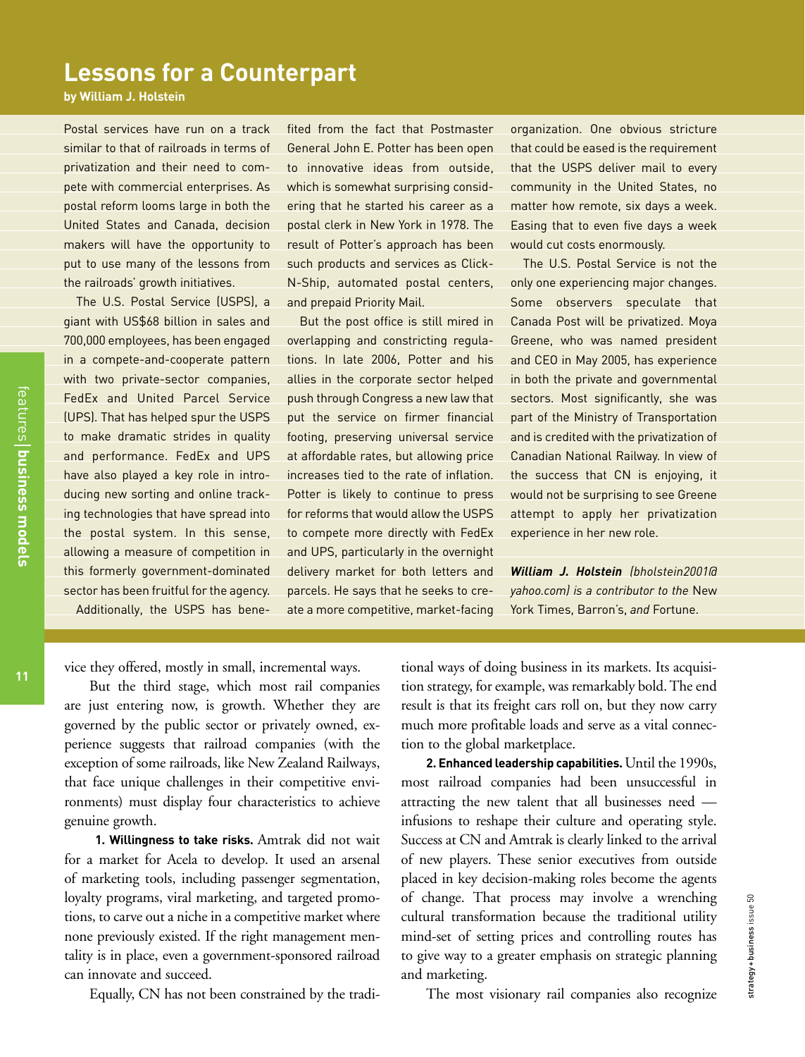## Lessons for a Counterpart

**by William J. Holstein**

Postal services have run on a track similar to that of railroads in terms of privatization and their need to compete with commercial enterprises. As postal reform looms large in both the United States and Canada, decision makers will have the opportunity to put to use many of the lessons from the railroads' growth initiatives.

The U.S. Postal Service (USPS), a giant with US$68 billion in sales and 700,000 employees, has been engaged in a compete-and-cooperate pattern with two private-sector companies, FedEx and United Parcel Service (UPS). That has helped spur the USPS to make dramatic strides in quality and performance. FedEx and UPS have also played a key role in introducing new sorting and online tracking technologies that have spread into the postal system. In this sense, allowing a measure of competition in this formerly government-dominated sector has been fruitful for the agency.

Additionally, the USPS has benefited from the fact that Postmaster General John E. Potter has been open to innovative ideas from outside, which is somewhat surprising considering that he started his career as a postal clerk in New York in 1978. The result of Potter's approach has been such products and services as Click-N-Ship, automated postal centers, and prepaid Priority Mail.

But the post office is still mired in overlapping and constricting regulations. In late 2006, Potter and his allies in the corporate sector helped push through Congress a new law that put the service on firmer financial footing, preserving universal service at affordable rates, but allowing price increases tied to the rate of inflation. Potter is likely to continue to press for reforms that would allow the USPS to compete more directly with FedEx and UPS, particularly in the overnight delivery market for both letters and parcels. He says that he seeks to create a more competitive, market-facing organization. One obvious stricture that could be eased is the requirement that the USPS deliver mail to every community in the United States, no matter how remote, six days a week. Easing that to even five days a week would cut costs enormously.

The U.S. Postal Service is not the only one experiencing major changes. Some observers speculate that Canada Post will be privatized. Moya Greene, who was named president and CEO in May 2005, has experience in both the private and governmental sectors. Most significantly, she was part of the Ministry of Transportation and is credited with the privatization of Canadian National Railway. In view of the success that CN is enjoying, it would not be surprising to see Greene attempt to apply her privatization experience in her new role.

***William J. Holstein*** *(bholstein2001@yahoo.com) is a contributor to the* New York Times, Barron's, *and* Fortune.

---

vice they offered, mostly in small, incremental ways.

But the third stage, which most rail companies are just entering now, is growth. Whether they are governed by the public sector or privately owned, experience suggests that railroad companies (with the exception of some railroads, like New Zealand Railways, that face unique challenges in their competitive environments) must display four characteristics to achieve genuine growth.

**1. Willingness to take risks.** Amtrak did not wait for a market for Acela to develop. It used an arsenal of marketing tools, including passenger segmentation, loyalty programs, viral marketing, and targeted promotions, to carve out a niche in a competitive market where none previously existed. If the right management mentality is in place, even a government-sponsored railroad can innovate and succeed.

Equally, CN has not been constrained by the traditional ways of doing business in its markets. Its acquisition strategy, for example, was remarkably bold. The end result is that its freight cars roll on, but they now carry much more profitable loads and serve as a vital connection to the global marketplace.

**2. Enhanced leadership capabilities.** Until the 1990s, most railroad companies had been unsuccessful in attracting the new talent that all businesses need — infusions to reshape their culture and operating style. Success at CN and Amtrak is clearly linked to the arrival of new players. These senior executives from outside placed in key decision-making roles become the agents of change. That process may involve a wrenching cultural transformation because the traditional utility mind-set of setting prices and controlling routes has to give way to a greater emphasis on strategic planning and marketing.

The most visionary rail companies also recognize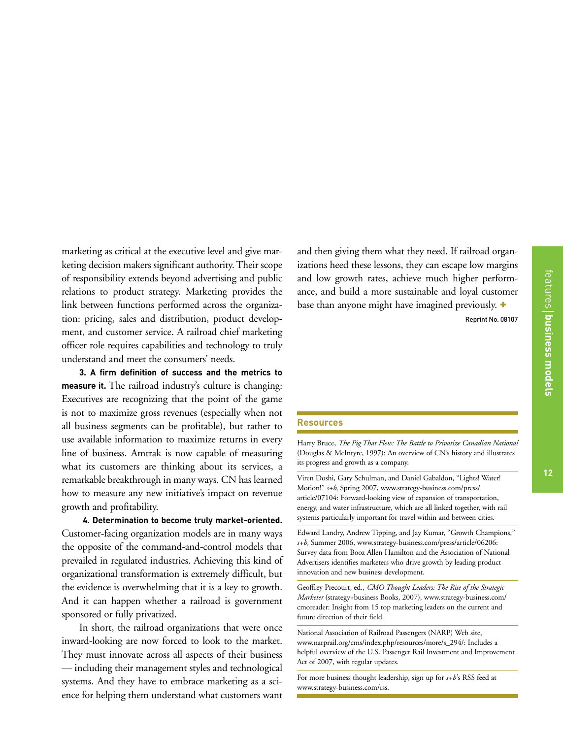marketing as critical at the executive level and give marketing decision makers significant authority. Their scope of responsibility extends beyond advertising and public relations to product strategy. Marketing provides the link between functions performed across the organization: pricing, sales and distribution, product development, and customer service. A railroad chief marketing officer role requires capabilities and technology to truly understand and meet the consumers' needs.

**3. A firm definition of success and the metrics to measure it.** The railroad industry's culture is changing: Executives are recognizing that the point of the game is not to maximize gross revenues (especially when not all business segments can be profitable), but rather to use available information to maximize returns in every line of business. Amtrak is now capable of measuring what its customers are thinking about its services, a remarkable breakthrough in many ways. CN has learned how to measure any new initiative's impact on revenue growth and profitability.

**4. Determination to become truly market-oriented.** Customer-facing organization models are in many ways the opposite of the command-and-control models that prevailed in regulated industries. Achieving this kind of organizational transformation is extremely difficult, but the evidence is overwhelming that it is a key to growth. And it can happen whether a railroad is government sponsored or fully privatized.

In short, the railroad organizations that were once inward-looking are now forced to look to the market. They must innovate across all aspects of their business — including their management styles and technological systems. And they have to embrace marketing as a science for helping them understand what customers want and then giving them what they need. If railroad organizations heed these lessons, they can escape low margins and low growth rates, achieve much higher performance, and build a more sustainable and loyal customer base than anyone might have imagined previously. +

Reprint No. 08107

## Resources

Harry Bruce, *The Pig That Flew: The Battle to Privatize Canadian National* (Douglas & McIntyre, 1997): An overview of CN's history and illustrates its progress and growth as a company.

Viren Doshi, Gary Schulman, and Daniel Gabaldon, "Lights! Water! Motion!" *s+b*, Spring 2007, www.strategy-business.com/press/article/07104: Forward-looking view of expansion of transportation, energy, and water infrastructure, which are all linked together, with rail systems particularly important for travel within and between cities.

Edward Landry, Andrew Tipping, and Jay Kumar, "Growth Champions," *s+b*, Summer 2006, www.strategy-business.com/press/article/06206: Survey data from Booz Allen Hamilton and the Association of National Advertisers identifies marketers who drive growth by leading product innovation and new business development.

Geoffrey Precourt, ed., *CMO Thought Leaders: The Rise of the Strategic Marketer* (strategy+business Books, 2007), www.strategy-business.com/cmoreader: Insight from 15 top marketing leaders on the current and future direction of their field.

National Association of Railroad Passengers (NARP) Web site, www.narprail.org/cms/index.php/resources/more/s_294/: Includes a helpful overview of the U.S. Passenger Rail Investment and Improvement Act of 2007, with regular updates.

For more business thought leadership, sign up for *s+b*'s RSS feed at www.strategy-business.com/rss.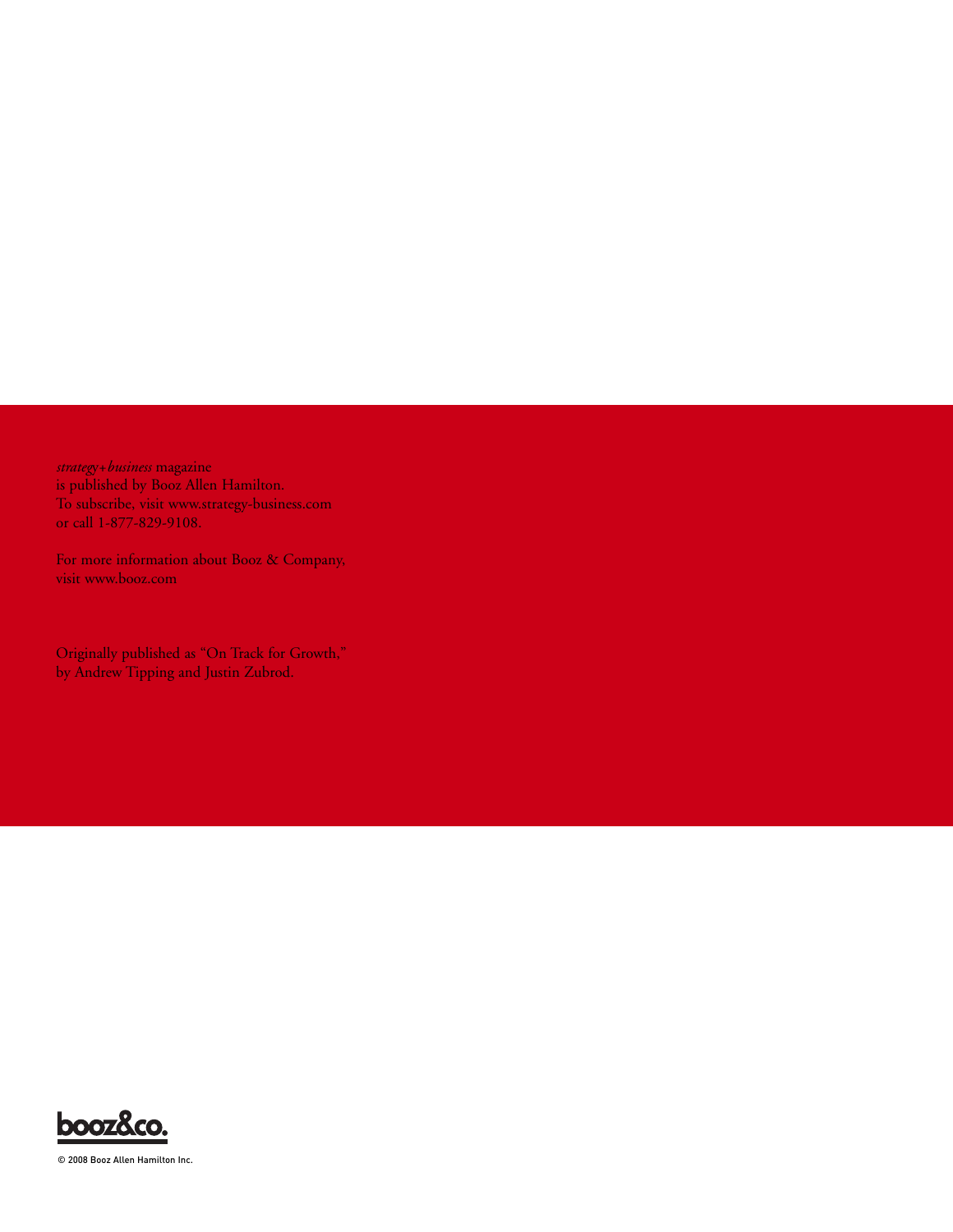*strategy+business* magazine
is published by Booz Allen Hamilton.
To subscribe, visit www.strategy-business.com
or call 1-877-829-9108.

For more information about Booz & Company,
visit www.booz.com

Originally published as "On Track for Growth,"
by Andrew Tipping and Justin Zubrod.

booz&co.

© 2008 Booz Allen Hamilton Inc.